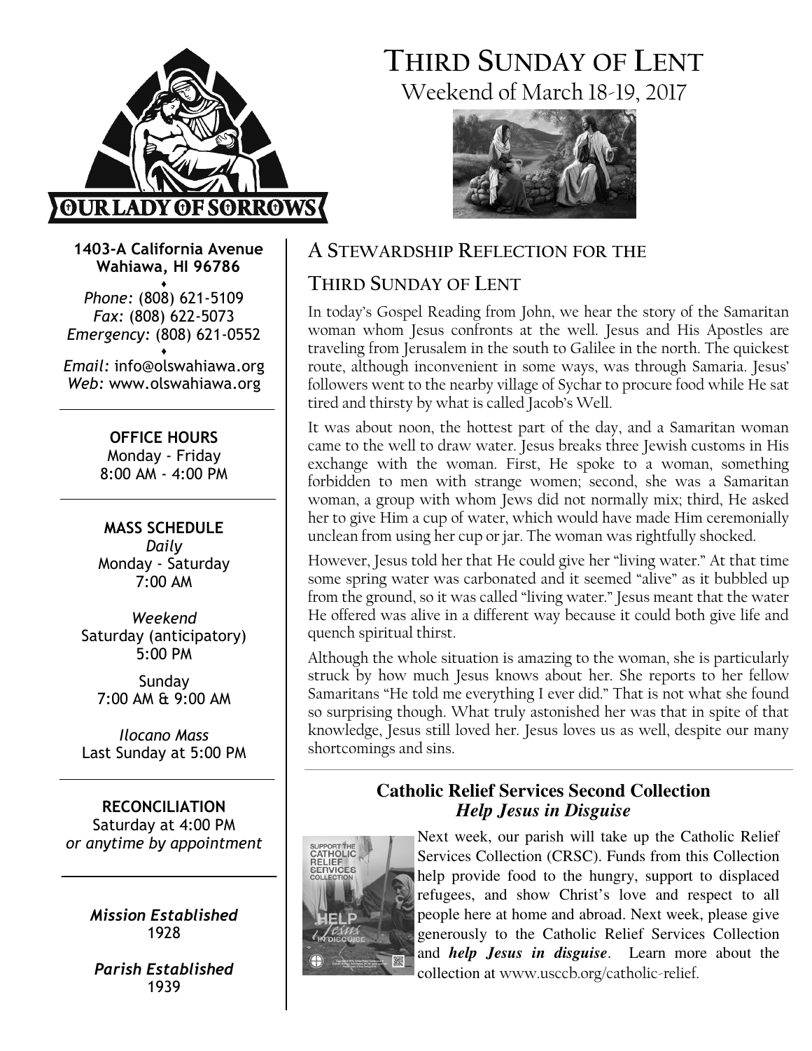# THIRD SUNDAY OF LENT

Weekend of March 18-19, 2017

**1403-A California Avenue**
**Wahiawa, HI 96786**

*Phone:* (808) 621-5109
*Fax:* (808) 622-5073
*Emergency:* (808) 621-0552

*Email:* info@olswahiawa.org
*Web:* www.olswahiawa.org

**OFFICE HOURS**
Monday - Friday
8:00 AM - 4:00 PM

**MASS SCHEDULE**
*Daily*
Monday - Saturday
7:00 AM

*Weekend*
Saturday (anticipatory)
5:00 PM

Sunday
7:00 AM & 9:00 AM

*Ilocano Mass*
Last Sunday at 5:00 PM

**RECONCILIATION**
Saturday at 4:00 PM
*or anytime by appointment*

***Mission Established***
1928

***Parish Established***
1939

## A STEWARDSHIP REFLECTION FOR THE THIRD SUNDAY OF LENT

In today's Gospel Reading from John, we hear the story of the Samaritan woman whom Jesus confronts at the well. Jesus and His Apostles are traveling from Jerusalem in the south to Galilee in the north. The quickest route, although inconvenient in some ways, was through Samaria. Jesus' followers went to the nearby village of Sychar to procure food while He sat tired and thirsty by what is called Jacob's Well.

It was about noon, the hottest part of the day, and a Samaritan woman came to the well to draw water. Jesus breaks three Jewish customs in His exchange with the woman. First, He spoke to a woman, something forbidden to men with strange women; second, she was a Samaritan woman, a group with whom Jews did not normally mix; third, He asked her to give Him a cup of water, which would have made Him ceremonially unclean from using her cup or jar. The woman was rightfully shocked.

However, Jesus told her that He could give her "living water." At that time some spring water was carbonated and it seemed "alive" as it bubbled up from the ground, so it was called "living water." Jesus meant that the water He offered was alive in a different way because it could both give life and quench spiritual thirst.

Although the whole situation is amazing to the woman, she is particularly struck by how much Jesus knows about her. She reports to her fellow Samaritans "He told me everything I ever did." That is not what she found so surprising though. What truly astonished her was that in spite of that knowledge, Jesus still loved her. Jesus loves us as well, despite our many shortcomings and sins.

### Catholic Relief Services Second Collection
### *Help Jesus in Disguise*

Next week, our parish will take up the Catholic Relief Services Collection (CRSC). Funds from this Collection help provide food to the hungry, support to displaced refugees, and show Christ's love and respect to all people here at home and abroad. Next week, please give generously to the Catholic Relief Services Collection and ***help Jesus in disguise***. Learn more about the collection at www.usccb.org/catholic-relief.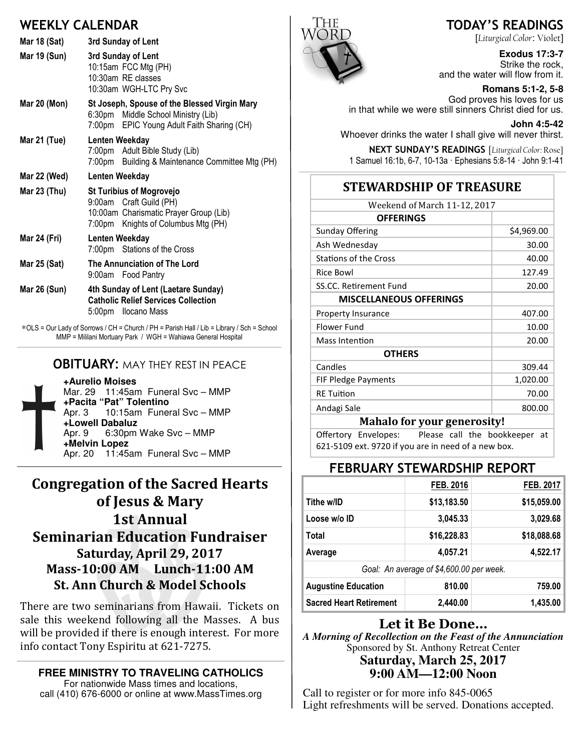## WEEKLY CALENDAR

**Mar 18 (Sat)** — **3rd Sunday of Lent**

**Mar 19 (Sun)** — **3rd Sunday of Lent**
- 10:15am FCC Mtg (PH)
- 10:30am RE classes
- 10:30am WGH-LTC Pry Svc

**Mar 20 (Mon)** — **St Joseph, Spouse of the Blessed Virgin Mary**
- 6:30pm Middle School Ministry (Lib)
- 7:00pm EPIC Young Adult Faith Sharing (CH)

**Mar 21 (Tue)** — **Lenten Weekday**
- 7:00pm Adult Bible Study (Lib)
- 7:00pm Building & Maintenance Committee Mtg (PH)

**Mar 22 (Wed)** — **Lenten Weekday**

**Mar 23 (Thu)** — **St Turibius of Mogrovejo**
- 9:00am Craft Guild (PH)
- 10:00am Charismatic Prayer Group (Lib)
- 7:00pm Knights of Columbus Mtg (PH)

**Mar 24 (Fri)** — **Lenten Weekday**
- 7:00pm Stations of the Cross

**Mar 25 (Sat)** — **The Annunciation of The Lord**
- 9:00am Food Pantry

**Mar 26 (Sun)** — **4th Sunday of Lent (Laetare Sunday)**
**Catholic Relief Services Collection**
- 5:00pm Ilocano Mass

*OLS = Our Lady of Sorrows / CH = Church / PH = Parish Hall / Lib = Library / Sch = School
MMP = Mililani Mortuary Park / WGH = Wahiawa General Hospital

## OBITUARY: MAY THEY REST IN PEACE

**+Aurelio Moises**
Mar. 29 11:45am Funeral Svc – MMP

**+Pacita "Pat" Tolentino**
Apr. 3 10:15am Funeral Svc – MMP

**+Lowell Dabaluz**
Apr. 9 6:30pm Wake Svc – MMP

**+Melvin Lopez**
Apr. 20 11:45am Funeral Svc – MMP

## Congregation of the Sacred Hearts of Jesus & Mary
## 1st Annual
## Seminarian Education Fundraiser
### Saturday, April 29, 2017
### Mass-10:00 AM Lunch-11:00 AM
### St. Ann Church & Model Schools

There are two seminarians from Hawaii. Tickets on sale this weekend following all the Masses. A bus will be provided if there is enough interest. For more info contact Tony Espiritu at 621-7275.

**FREE MINISTRY TO TRAVELING CATHOLICS**
For nationwide Mass times and locations,
call (410) 676-6000 or online at www.MassTimes.org

## TODAY'S READINGS
[*Liturgical Color*: Violet]

**Exodus 17:3-7**
Strike the rock,
and the water will flow from it.

**Romans 5:1-2, 5-8**
God proves his loves for us
in that while we were still sinners Christ died for us.

**John 4:5-42**
Whoever drinks the water I shall give will never thirst.

**NEXT SUNDAY'S READINGS** [*Liturgical Color*: Rose]
1 Samuel 16:1b, 6-7, 10-13a · Ephesians 5:8-14 · John 9:1-41

## STEWARDSHIP OF TREASURE

Weekend of March 11-12, 2017

| OFFERINGS | |
|---|---|
| Sunday Offering | $4,969.00 |
| Ash Wednesday | 30.00 |
| Stations of the Cross | 40.00 |
| Rice Bowl | 127.49 |
| SS.CC. Retirement Fund | 20.00 |
| **MISCELLANEOUS OFFERINGS** | |
| Property Insurance | 407.00 |
| Flower Fund | 10.00 |
| Mass Intention | 20.00 |
| **OTHERS** | |
| Candles | 309.44 |
| FIF Pledge Payments | 1,020.00 |
| RE Tuition | 70.00 |
| Andagi Sale | 800.00 |

**Mahalo for your generosity!**

Offertory Envelopes: Please call the bookkeeper at 621-5109 ext. 9720 if you are in need of a new box.

## FEBRUARY STEWARDSHIP REPORT

| | FEB. 2016 | FEB. 2017 |
|---|---|---|
| Tithe w/ID | $13,183.50 | $15,059.00 |
| Loose w/o ID | 3,045.33 | 3,029.68 |
| Total | $16,228.83 | $18,088.68 |
| Average | 4,057.21 | 4,522.17 |
| *Goal: An average of $4,600.00 per week.* | | |
| Augustine Education | 810.00 | 759.00 |
| Sacred Heart Retirement | 2,440.00 | 1,435.00 |

## Let it Be Done...
*A Morning of Recollection on the Feast of the Annunciation*
Sponsored by St. Anthony Retreat Center
**Saturday, March 25, 2017**
**9:00 AM—12:00 Noon**

Call to register or for more info 845-0065
Light refreshments will be served. Donations accepted.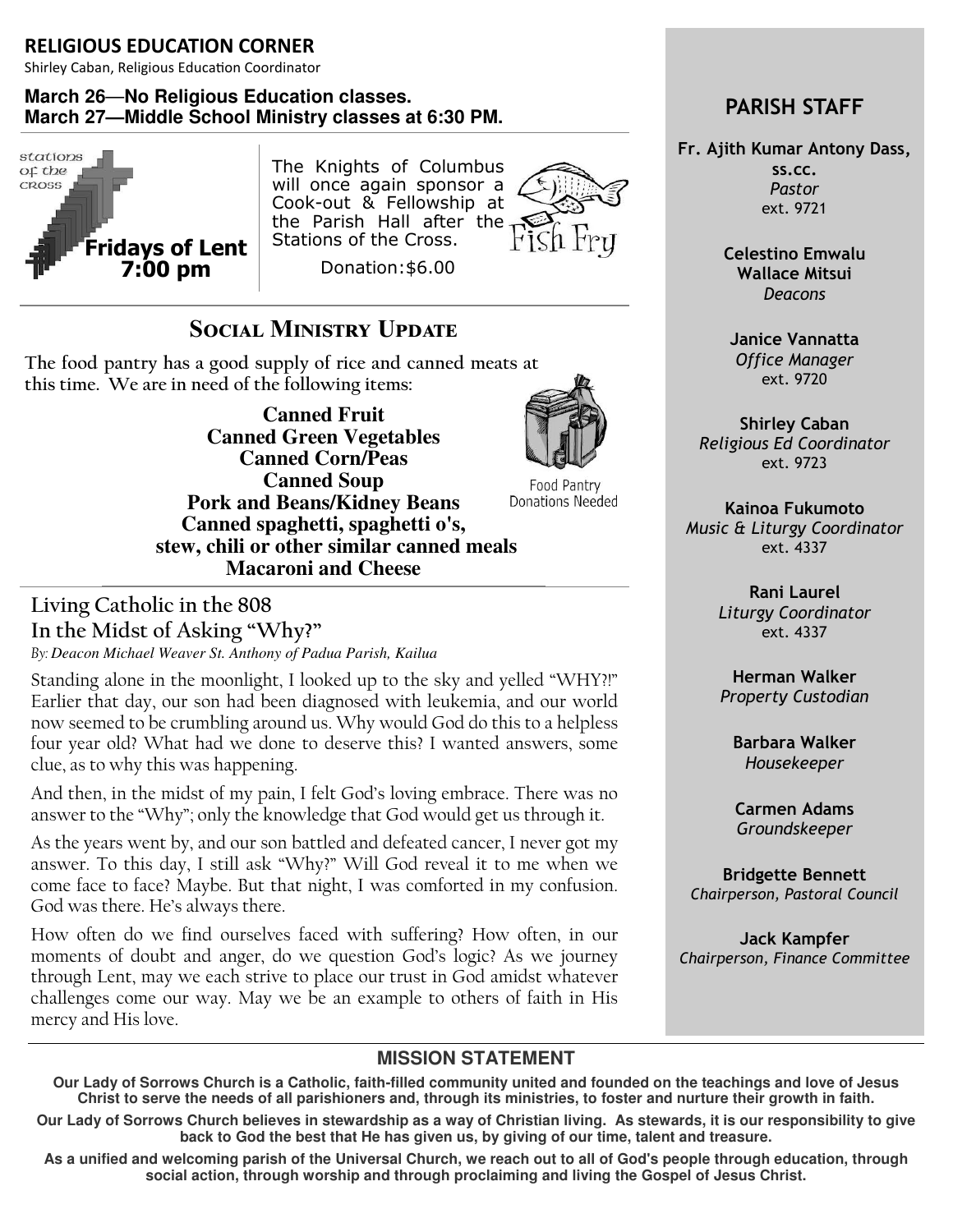## RELIGIOUS EDUCATION CORNER

Shirley Caban, Religious Education Coordinator

**March 26—No Religious Education classes.**
**March 27—Middle School Ministry classes at 6:30 PM.**

stations of the cross

**Fridays of Lent 7:00 pm**

The Knights of Columbus will once again sponsor a Cook-out & Fellowship at the Parish Hall after the Stations of the Cross.

Donation: $6.00

Fish Fry

## SOCIAL MINISTRY UPDATE

The food pantry has a good supply of rice and canned meats at this time. We are in need of the following items:

**Canned Fruit**
**Canned Green Vegetables**
**Canned Corn/Peas**
**Canned Soup**
**Pork and Beans/Kidney Beans**
**Canned spaghetti, spaghetti o's, stew, chili or other similar canned meals**
**Macaroni and Cheese**

Food Pantry Donations Needed

## Living Catholic in the 808
## In the Midst of Asking "Why?"

*By: Deacon Michael Weaver St. Anthony of Padua Parish, Kailua*

Standing alone in the moonlight, I looked up to the sky and yelled "WHY?!" Earlier that day, our son had been diagnosed with leukemia, and our world now seemed to be crumbling around us. Why would God do this to a helpless four year old? What had we done to deserve this? I wanted answers, some clue, as to why this was happening.

And then, in the midst of my pain, I felt God's loving embrace. There was no answer to the "Why"; only the knowledge that God would get us through it.

As the years went by, and our son battled and defeated cancer, I never got my answer. To this day, I still ask "Why?" Will God reveal it to me when we come face to face? Maybe. But that night, I was comforted in my confusion. God was there. He's always there.

How often do we find ourselves faced with suffering? How often, in our moments of doubt and anger, do we question God's logic? As we journey through Lent, may we each strive to place our trust in God amidst whatever challenges come our way. May we be an example to others of faith in His mercy and His love.

## PARISH STAFF

**Fr. Ajith Kumar Antony Dass, ss.cc.**
*Pastor*
ext. 9721

**Celestino Emwalu**
**Wallace Mitsui**
*Deacons*

**Janice Vannatta**
*Office Manager*
ext. 9720

**Shirley Caban**
*Religious Ed Coordinator*
ext. 9723

**Kainoa Fukumoto**
*Music & Liturgy Coordinator*
ext. 4337

**Rani Laurel**
*Liturgy Coordinator*
ext. 4337

**Herman Walker**
*Property Custodian*

**Barbara Walker**
*Housekeeper*

**Carmen Adams**
*Groundskeeper*

**Bridgette Bennett**
*Chairperson, Pastoral Council*

**Jack Kampfer**
*Chairperson, Finance Committee*

## MISSION STATEMENT

**Our Lady of Sorrows Church is a Catholic, faith-filled community united and founded on the teachings and love of Jesus Christ to serve the needs of all parishioners and, through its ministries, to foster and nurture their growth in faith.**

**Our Lady of Sorrows Church believes in stewardship as a way of Christian living. As stewards, it is our responsibility to give back to God the best that He has given us, by giving of our time, talent and treasure.**

**As a unified and welcoming parish of the Universal Church, we reach out to all of God's people through education, through social action, through worship and through proclaiming and living the Gospel of Jesus Christ.**